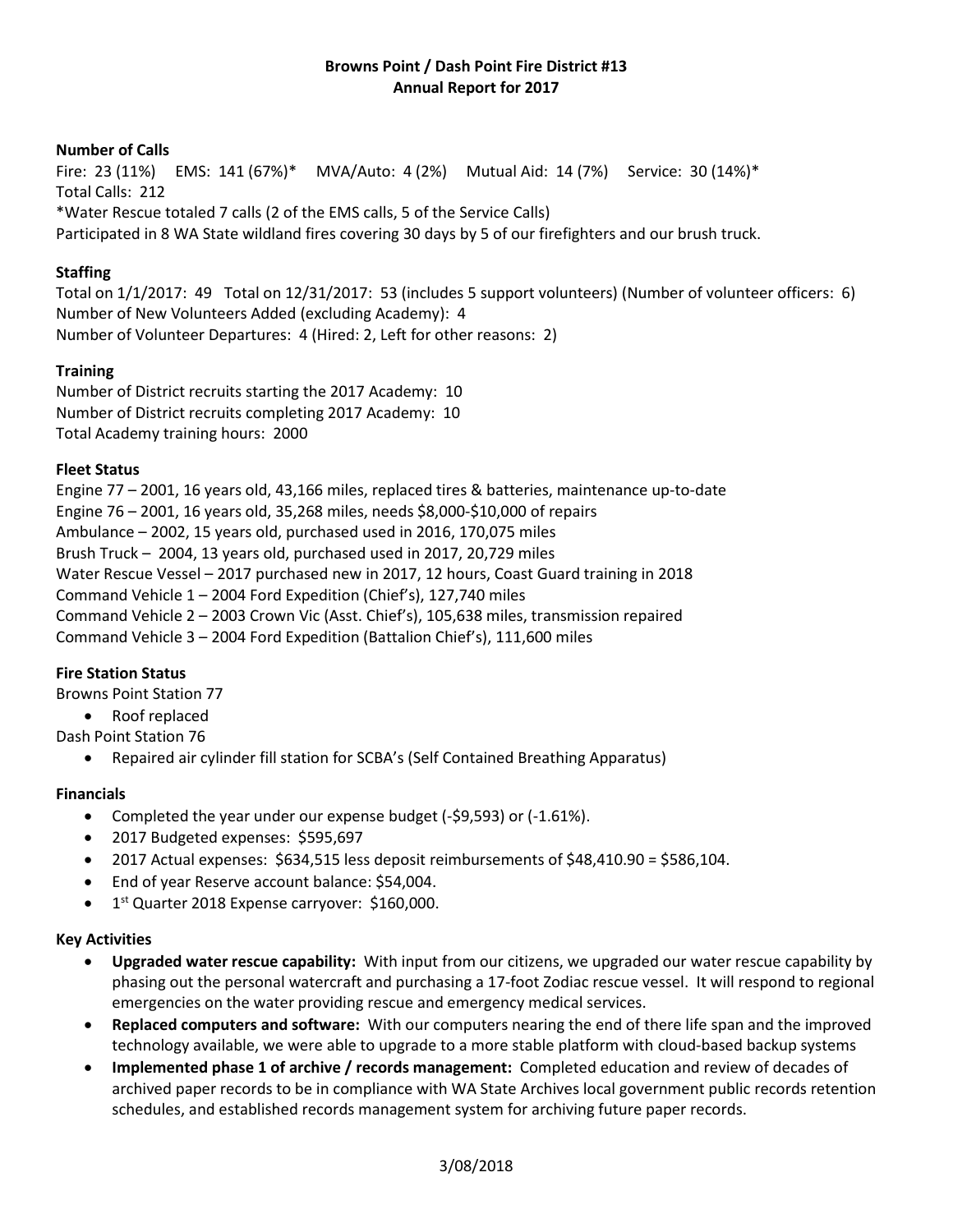# Browns Point / Dash Point Fire District #13
## Annual Report for 2017

### Number of Calls

Fire: 23 (11%) EMS: 141 (67%)* MVA/Auto: 4 (2%) Mutual Aid: 14 (7%) Service: 30 (14%)*
Total Calls: 212
*Water Rescue totaled 7 calls (2 of the EMS calls, 5 of the Service Calls)
Participated in 8 WA State wildland fires covering 30 days by 5 of our firefighters and our brush truck.

### Staffing

Total on 1/1/2017: 49 Total on 12/31/2017: 53 (includes 5 support volunteers) (Number of volunteer officers: 6)
Number of New Volunteers Added (excluding Academy): 4
Number of Volunteer Departures: 4 (Hired: 2, Left for other reasons: 2)

### Training

Number of District recruits starting the 2017 Academy: 10
Number of District recruits completing 2017 Academy: 10
Total Academy training hours: 2000

### Fleet Status

Engine 77 – 2001, 16 years old, 43,166 miles, replaced tires & batteries, maintenance up-to-date
Engine 76 – 2001, 16 years old, 35,268 miles, needs $8,000-$10,000 of repairs
Ambulance – 2002, 15 years old, purchased used in 2016, 170,075 miles
Brush Truck – 2004, 13 years old, purchased used in 2017, 20,729 miles
Water Rescue Vessel – 2017 purchased new in 2017, 12 hours, Coast Guard training in 2018
Command Vehicle 1 – 2004 Ford Expedition (Chief's), 127,740 miles
Command Vehicle 2 – 2003 Crown Vic (Asst. Chief's), 105,638 miles, transmission repaired
Command Vehicle 3 – 2004 Ford Expedition (Battalion Chief's), 111,600 miles

### Fire Station Status

Browns Point Station 77

- Roof replaced

Dash Point Station 76

- Repaired air cylinder fill station for SCBA's (Self Contained Breathing Apparatus)

### Financials

- Completed the year under our expense budget (-$9,593) or (-1.61%).
- 2017 Budgeted expenses: $595,697
- 2017 Actual expenses: $634,515 less deposit reimbursements of $48,410.90 = $586,104.
- End of year Reserve account balance: $54,004.
- 1st Quarter 2018 Expense carryover: $160,000.

### Key Activities

- **Upgraded water rescue capability:** With input from our citizens, we upgraded our water rescue capability by phasing out the personal watercraft and purchasing a 17-foot Zodiac rescue vessel. It will respond to regional emergencies on the water providing rescue and emergency medical services.
- **Replaced computers and software:** With our computers nearing the end of there life span and the improved technology available, we were able to upgrade to a more stable platform with cloud-based backup systems
- **Implemented phase 1 of archive / records management:** Completed education and review of decades of archived paper records to be in compliance with WA State Archives local government public records retention schedules, and established records management system for archiving future paper records.

3/08/2018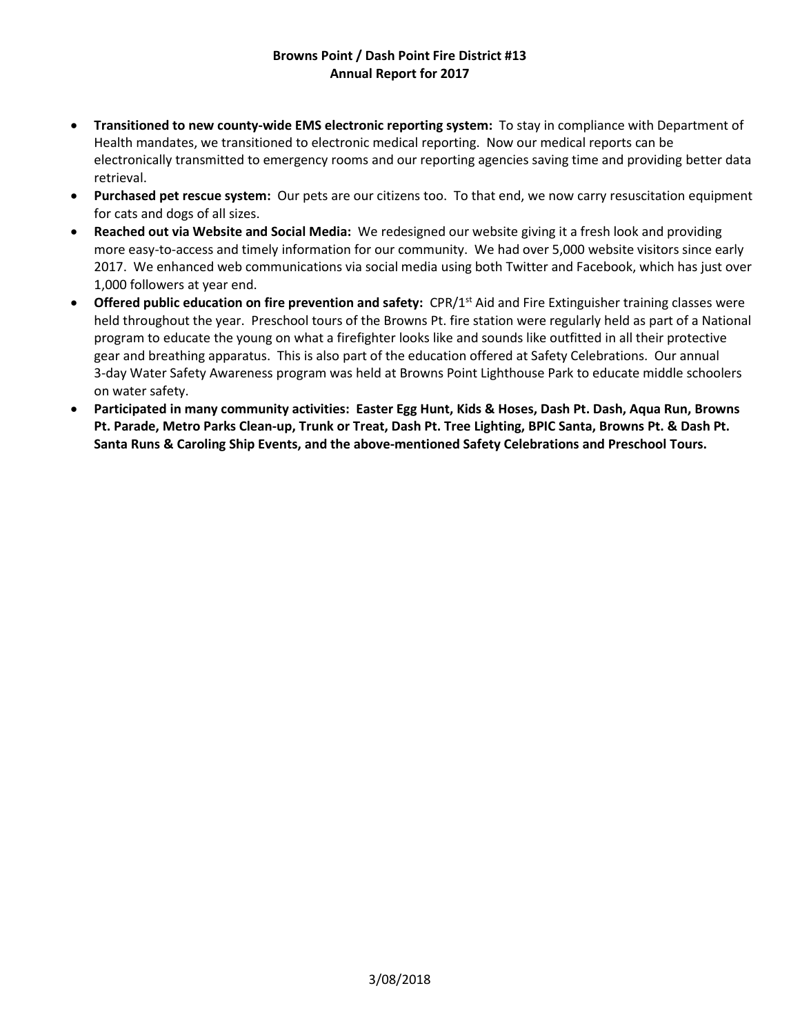**Browns Point / Dash Point Fire District #13**
**Annual Report for 2017**

- **Transitioned to new county-wide EMS electronic reporting system:** To stay in compliance with Department of Health mandates, we transitioned to electronic medical reporting. Now our medical reports can be electronically transmitted to emergency rooms and our reporting agencies saving time and providing better data retrieval.
- **Purchased pet rescue system:** Our pets are our citizens too. To that end, we now carry resuscitation equipment for cats and dogs of all sizes.
- **Reached out via Website and Social Media:** We redesigned our website giving it a fresh look and providing more easy-to-access and timely information for our community. We had over 5,000 website visitors since early 2017. We enhanced web communications via social media using both Twitter and Facebook, which has just over 1,000 followers at year end.
- **Offered public education on fire prevention and safety:** CPR/1st Aid and Fire Extinguisher training classes were held throughout the year. Preschool tours of the Browns Pt. fire station were regularly held as part of a National program to educate the young on what a firefighter looks like and sounds like outfitted in all their protective gear and breathing apparatus. This is also part of the education offered at Safety Celebrations. Our annual 3-day Water Safety Awareness program was held at Browns Point Lighthouse Park to educate middle schoolers on water safety.
- **Participated in many community activities: Easter Egg Hunt, Kids & Hoses, Dash Pt. Dash, Aqua Run, Browns Pt. Parade, Metro Parks Clean-up, Trunk or Treat, Dash Pt. Tree Lighting, BPIC Santa, Browns Pt. & Dash Pt. Santa Runs & Caroling Ship Events, and the above-mentioned Safety Celebrations and Preschool Tours.**

3/08/2018